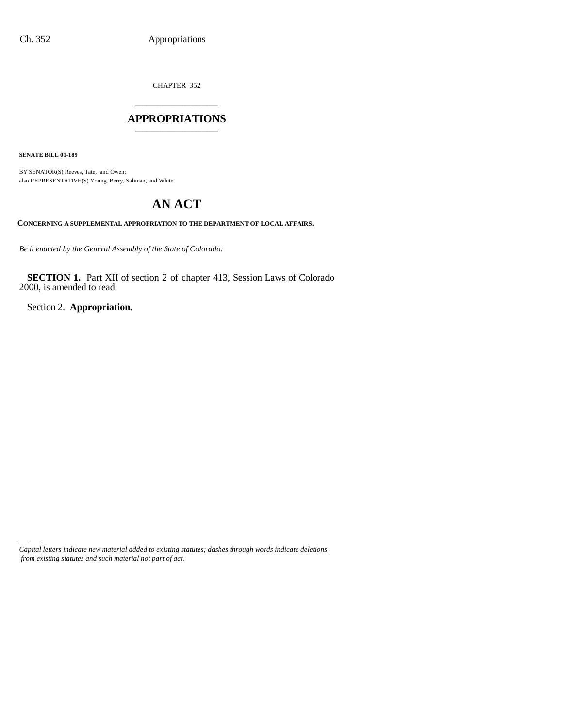CHAPTER 352

# APPROPRIATIONS

**SENATE BILL 01-189**

BY SENATOR(S) Reeves, Tate, and Owen;
also REPRESENTATIVE(S) Young, Berry, Saliman, and White.

# AN ACT

**CONCERNING A SUPPLEMENTAL APPROPRIATION TO THE DEPARTMENT OF LOCAL AFFAIRS.**

*Be it enacted by the General Assembly of the State of Colorado:*

**SECTION 1.** Part XII of section 2 of chapter 413, Session Laws of Colorado 2000, is amended to read:

Section 2. **Appropriation.**

*Capital letters indicate new material added to existing statutes; dashes through words indicate deletions from existing statutes and such material not part of act.*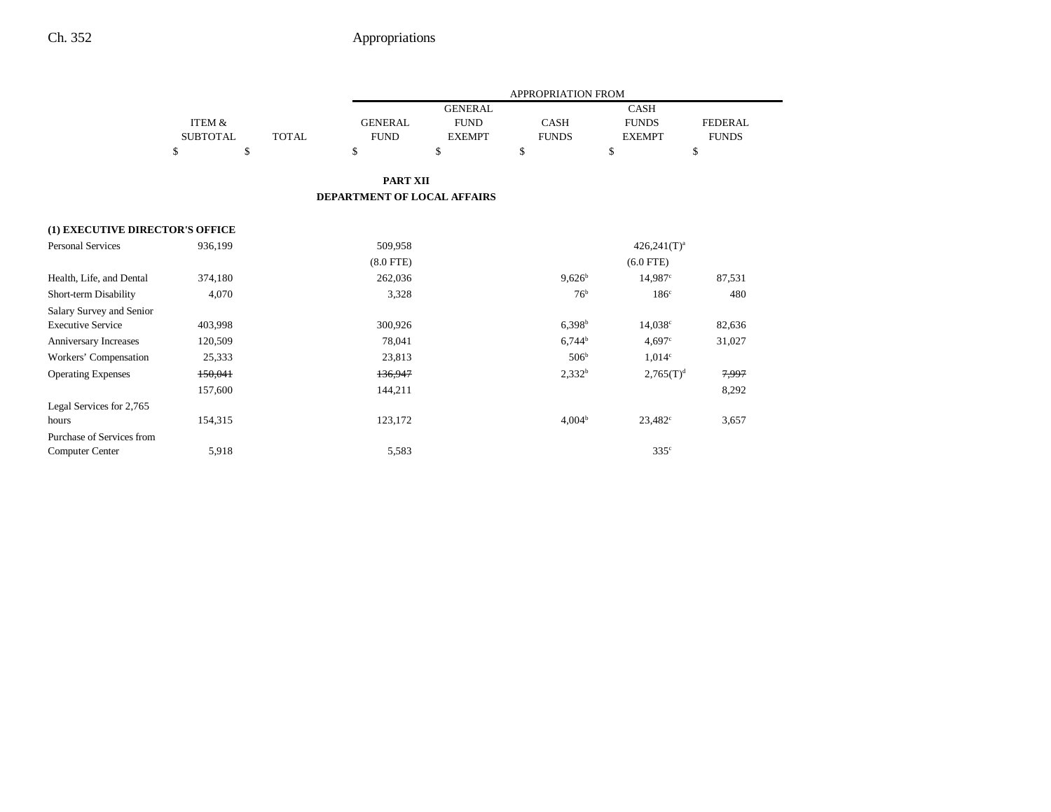## PART XII
## DEPARTMENT OF LOCAL AFFAIRS

| | ITEM & SUBTOTAL | TOTAL | GENERAL FUND | GENERAL FUND EXEMPT | CASH FUNDS | CASH FUNDS EXEMPT | FEDERAL FUNDS |
|---|---|---|---|---|---|---|---|
| | $ | $ | $ | $ | $ | $ | $ |
| **(1) EXECUTIVE DIRECTOR'S OFFICE** | | | | | | | |
| Personal Services | 936,199 | | 509,958 | | | 426,241(T)[a] | |
| | | | (8.0 FTE) | | | (6.0 FTE) | |
| Health, Life, and Dental | 374,180 | | 262,036 | | 9,626[b] | 14,987[c] | 87,531 |
| Short-term Disability | 4,070 | | 3,328 | | 76[b] | 186[c] | 480 |
| Salary Survey and Senior Executive Service | 403,998 | | 300,926 | | 6,398[b] | 14,038[c] | 82,636 |
| Anniversary Increases | 120,509 | | 78,041 | | 6,744[b] | 4,697[c] | 31,027 |
| Workers' Compensation | 25,333 | | 23,813 | | 506[b] | 1,014[c] | |
| Operating Expenses | ~~150,041~~ | | ~~136,947~~ | | 2,332[b] | 2,765(T)[d] | ~~7,997~~ |
| | 157,600 | | 144,211 | | | | 8,292 |
| Legal Services for 2,765 hours | 154,315 | | 123,172 | | 4,004[b] | 23,482[c] | 3,657 |
| Purchase of Services from Computer Center | 5,918 | | 5,583 | | | 335[c] | |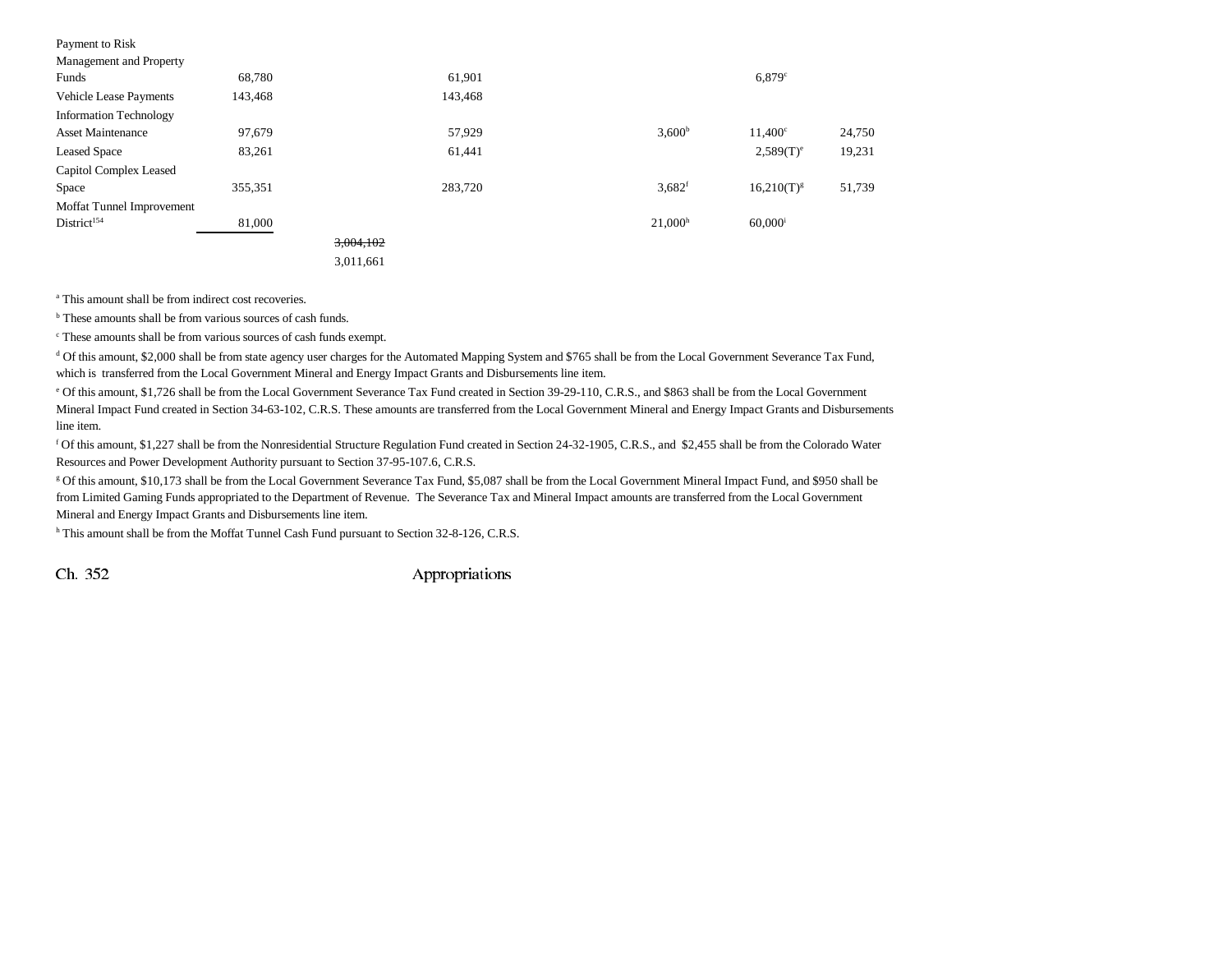| | | | | | | |
|---|---|---|---|---|---|---|
| Payment to Risk Management and Property Funds | 68,780 | | 61,901 | | 6,879[c] | |
| Vehicle Lease Payments | 143,468 | | 143,468 | | | |
| Information Technology Asset Maintenance | 97,679 | | 57,929 | 3,600[b] | 11,400[c] | 24,750 |
| Leased Space | 83,261 | | 61,441 | | 2,589(T)[e] | 19,231 |
| Capitol Complex Leased Space | 355,351 | | 283,720 | 3,682[f] | 16,210(T)[g] | 51,739 |
| Moffat Tunnel Improvement District[154] | 81,000 | | | 21,000[h] | 60,000[i] | |
| | | ~~3,004,102~~ | | | | |
| | | 3,011,661 | | | | |

[a] This amount shall be from indirect cost recoveries.

[b] These amounts shall be from various sources of cash funds.

[c] These amounts shall be from various sources of cash funds exempt.

[d] Of this amount, $2,000 shall be from state agency user charges for the Automated Mapping System and $765 shall be from the Local Government Severance Tax Fund, which is transferred from the Local Government Mineral and Energy Impact Grants and Disbursements line item.

[e] Of this amount, $1,726 shall be from the Local Government Severance Tax Fund created in Section 39-29-110, C.R.S., and $863 shall be from the Local Government Mineral Impact Fund created in Section 34-63-102, C.R.S. These amounts are transferred from the Local Government Mineral and Energy Impact Grants and Disbursements line item.

[f] Of this amount, $1,227 shall be from the Nonresidential Structure Regulation Fund created in Section 24-32-1905, C.R.S., and $2,455 shall be from the Colorado Water Resources and Power Development Authority pursuant to Section 37-95-107.6, C.R.S.

[g] Of this amount, $10,173 shall be from the Local Government Severance Tax Fund, $5,087 shall be from the Local Government Mineral Impact Fund, and $950 shall be from Limited Gaming Funds appropriated to the Department of Revenue. The Severance Tax and Mineral Impact amounts are transferred from the Local Government Mineral and Energy Impact Grants and Disbursements line item.

[h] This amount shall be from the Moffat Tunnel Cash Fund pursuant to Section 32-8-126, C.R.S.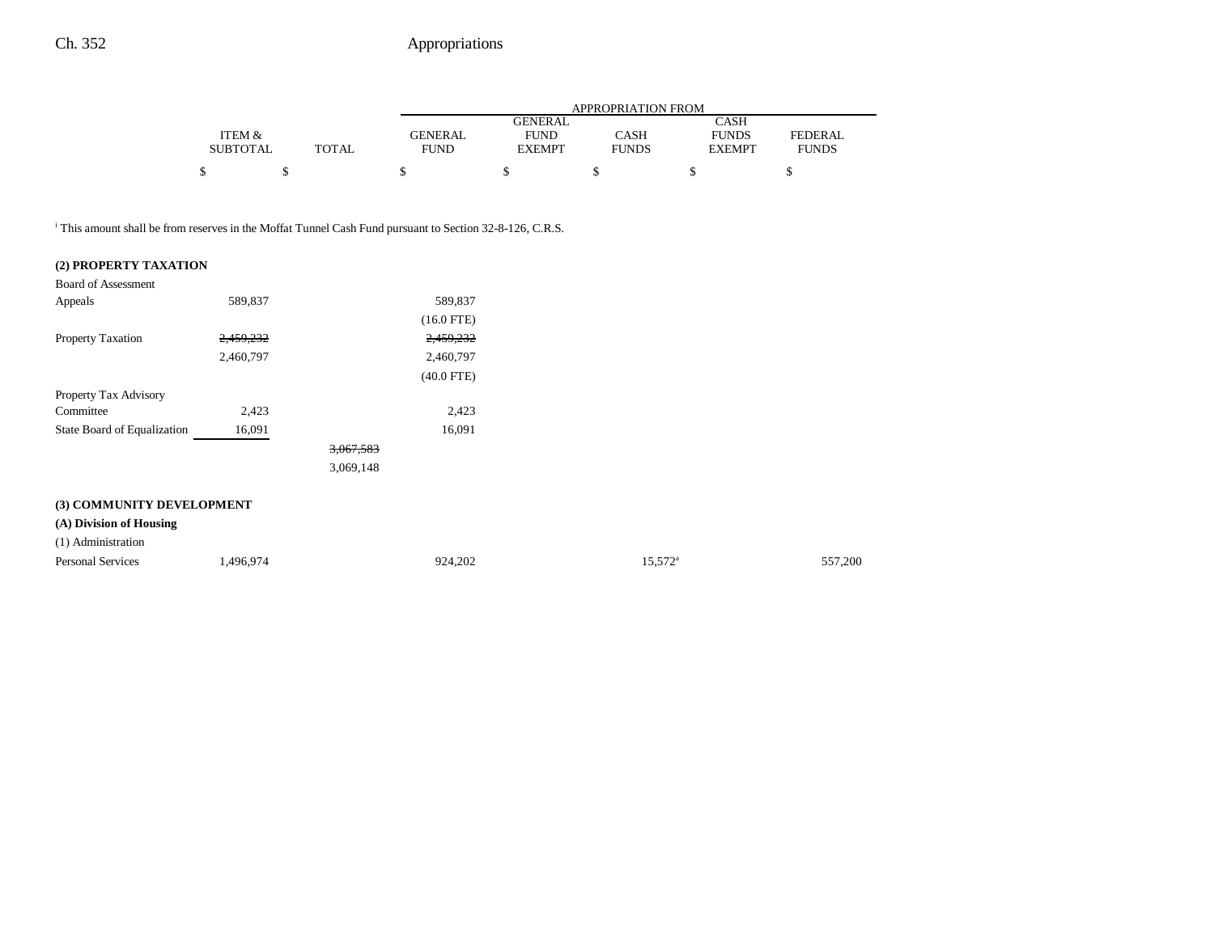| | ITEM & SUBTOTAL | TOTAL | GENERAL FUND | GENERAL FUND EXEMPT | CASH FUNDS | CASH FUNDS EXEMPT | FEDERAL FUNDS |
|---|---|---|---|---|---|---|---|
| | $ | $ | $ | $ | $ | $ | $ |

[i] This amount shall be from reserves in the Moffat Tunnel Cash Fund pursuant to Section 32-8-126, C.R.S.

| | ITEM & SUBTOTAL | TOTAL | GENERAL FUND | GENERAL FUND EXEMPT | CASH FUNDS | CASH FUNDS EXEMPT | FEDERAL FUNDS |
|---|---|---|---|---|---|---|---|
| **(2) PROPERTY TAXATION** | | | | | | | |
| Board of Assessment Appeals | 589,837 | | 589,837 | | | | |
| | | | (16.0 FTE) | | | | |
| Property Taxation | ~~2,459,232~~ | | ~~2,459,232~~ | | | | |
| | 2,460,797 | | 2,460,797 | | | | |
| | | | (40.0 FTE) | | | | |
| Property Tax Advisory Committee | 2,423 | | 2,423 | | | | |
| State Board of Equalization | 16,091 | | 16,091 | | | | |
| | | ~~3,067,583~~ | | | | | |
| | | 3,069,148 | | | | | |
| **(3) COMMUNITY DEVELOPMENT** | | | | | | | |
| **(A) Division of Housing** | | | | | | | |
| (1) Administration | | | | | | | |
| Personal Services | 1,496,974 | | 924,202 | | | 15,572[a] | 557,200 |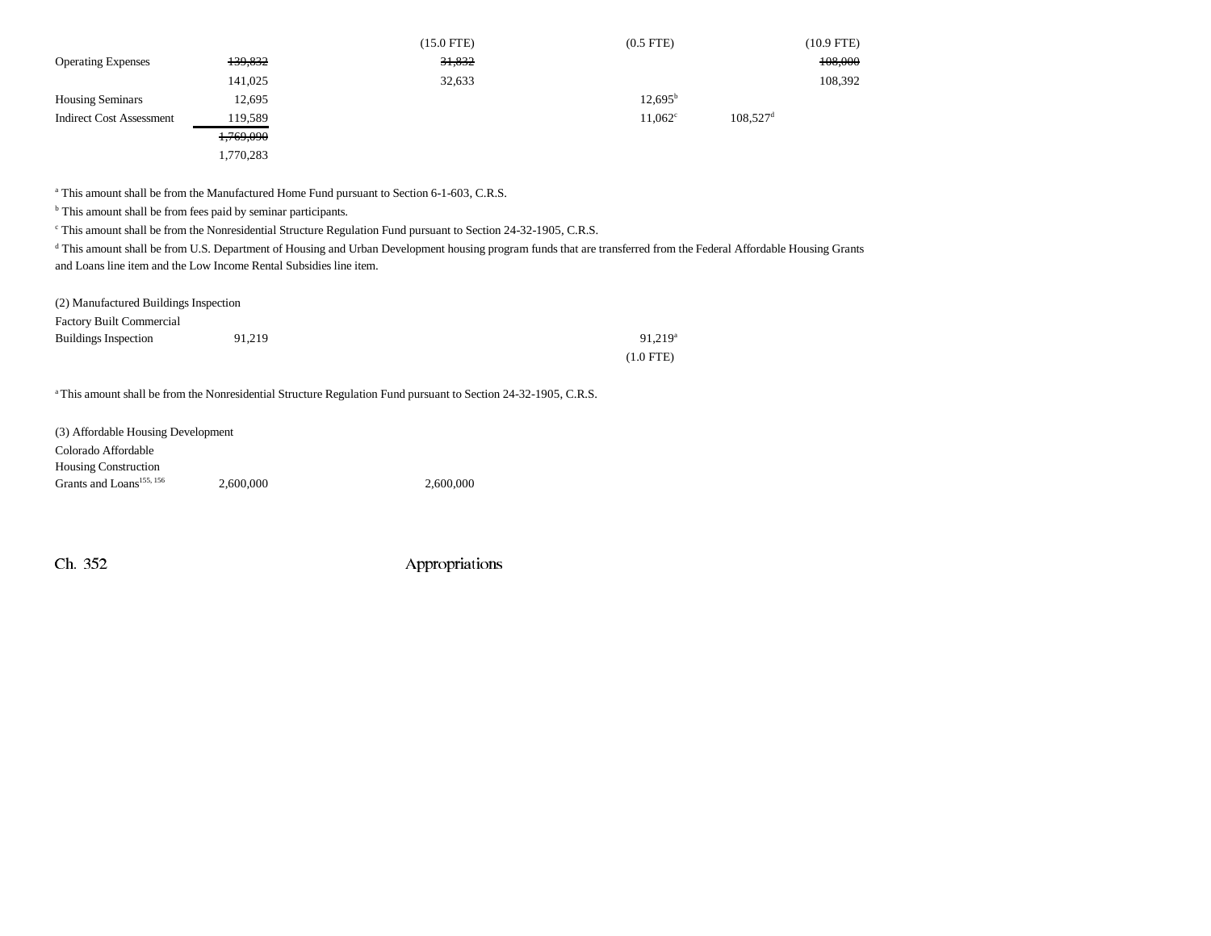| | | | | | |
|---|---|---|---|---|---|
| | | (15.0 FTE) | (0.5 FTE) | | (10.9 FTE) |
| Operating Expenses | ~~139,832~~ | ~~31,832~~ | | | ~~108,000~~ |
| | 141,025 | 32,633 | | | 108,392 |
| Housing Seminars | 12,695 | | 12,695[b] | | |
| Indirect Cost Assessment | 119,589 | | 11,062[c] | 108,527[d] | |
| | ~~1,769,090~~ | | | | |
| | 1,770,283 | | | | |

[a] This amount shall be from the Manufactured Home Fund pursuant to Section 6-1-603, C.R.S.

[b] This amount shall be from fees paid by seminar participants.

[c] This amount shall be from the Nonresidential Structure Regulation Fund pursuant to Section 24-32-1905, C.R.S.

[d] This amount shall be from U.S. Department of Housing and Urban Development housing program funds that are transferred from the Federal Affordable Housing Grants and Loans line item and the Low Income Rental Subsidies line item.

(2) Manufactured Buildings Inspection

| | | | |
|---|---|---|---|
| Factory Built Commercial Buildings Inspection | 91,219 | | 91,219[a] |
| | | | (1.0 FTE) |

[a] This amount shall be from the Nonresidential Structure Regulation Fund pursuant to Section 24-32-1905, C.R.S.

(3) Affordable Housing Development

| | | |
|---|---|---|
| Colorado Affordable Housing Construction Grants and Loans[155, 156] | 2,600,000 | 2,600,000 |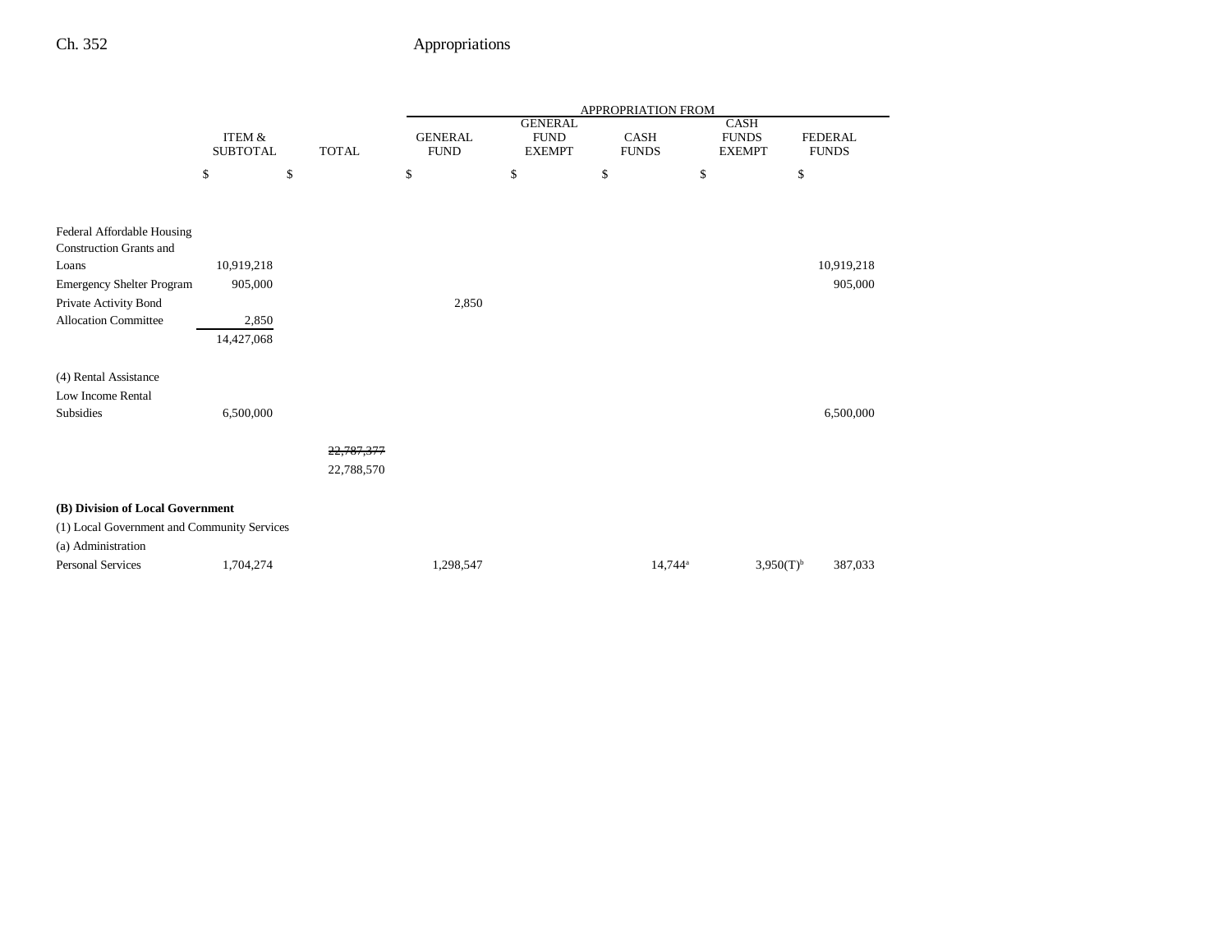| | ITEM & SUBTOTAL | TOTAL | APPROPRIATION FROM GENERAL FUND | GENERAL FUND EXEMPT | CASH FUNDS | CASH FUNDS EXEMPT | FEDERAL FUNDS |
|---|---|---|---|---|---|---|---|
| | $ | $ | $ | $ | $ | $ | $ |
| Federal Affordable Housing Construction Grants and Loans | 10,919,218 | | | | | | 10,919,218 |
| Emergency Shelter Program | 905,000 | | | | | | 905,000 |
| Private Activity Bond Allocation Committee | 2,850 | | 2,850 | | | | |
| | 14,427,068 | | | | | | |
| (4) Rental Assistance | | | | | | | |
| Low Income Rental Subsidies | 6,500,000 | | | | | | 6,500,000 |
| | | ~~22,787,377~~ 22,788,570 | | | | | |
| **(B) Division of Local Government** | | | | | | | |
| (1) Local Government and Community Services | | | | | | | |
| (a) Administration | | | | | | | |
| Personal Services | 1,704,274 | | 1,298,547 | | 14,744[a] | 3,950(T)[b] | 387,033 |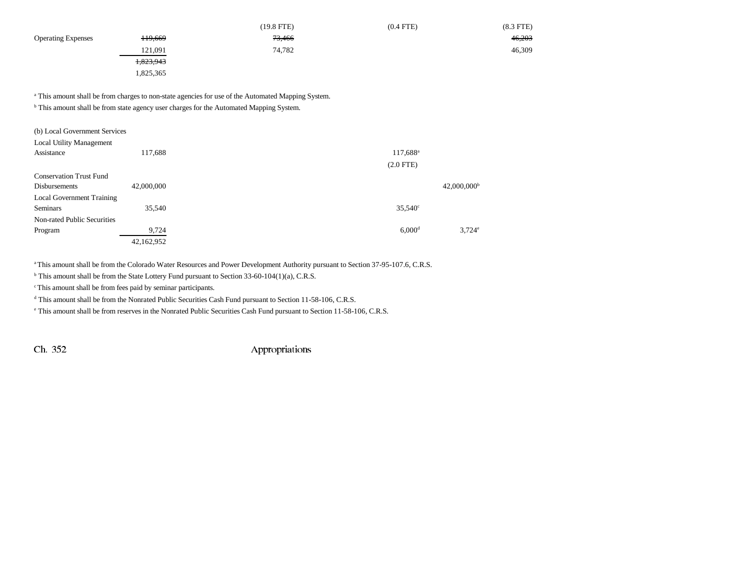| | | | | |
|---|---|---|---|---|
| | | (19.8 FTE) | (0.4 FTE) | (8.3 FTE) |
| Operating Expenses | ~~119,669~~ | ~~73,466~~ | | ~~46,203~~ |
| | 121,091 | 74,782 | | 46,309 |
| | ~~1,823,943~~ | | | |
| | 1,825,365 | | | |

[a] This amount shall be from charges to non-state agencies for use of the Automated Mapping System.

[b] This amount shall be from state agency user charges for the Automated Mapping System.

| | | | | |
|---|---|---|---|---|
| (b) Local Government Services | | | | |
| Local Utility Management Assistance | 117,688 | | 117,688[a] | |
| | | | (2.0 FTE) | |
| Conservation Trust Fund Disbursements | 42,000,000 | | | 42,000,000[b] |
| Local Government Training Seminars | 35,540 | | 35,540[c] | |
| Non-rated Public Securities Program | 9,724 | | 6,000[d] | 3,724[e] |
| | 42,162,952 | | | |

[a] This amount shall be from the Colorado Water Resources and Power Development Authority pursuant to Section 37-95-107.6, C.R.S.

[b] This amount shall be from the State Lottery Fund pursuant to Section 33-60-104(1)(a), C.R.S.

[c] This amount shall be from fees paid by seminar participants.

[d] This amount shall be from the Nonrated Public Securities Cash Fund pursuant to Section 11-58-106, C.R.S.

[e] This amount shall be from reserves in the Nonrated Public Securities Cash Fund pursuant to Section 11-58-106, C.R.S.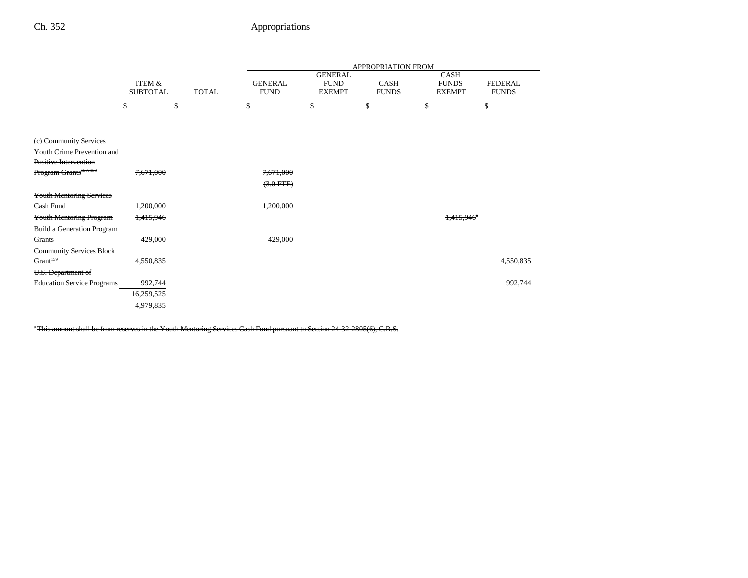| | ITEM & SUBTOTAL | TOTAL | APPROPRIATION FROM GENERAL FUND | GENERAL FUND EXEMPT | CASH FUNDS | CASH FUNDS EXEMPT | FEDERAL FUNDS |
|---|---|---|---|---|---|---|---|
| | $ | $ | $ | $ | $ | $ | $ |
| (c) Community Services | | | | | | | |
| ~~Youth Crime Prevention and Positive Intervention Program Grants[157, 158]~~ | ~~7,671,000~~ | | ~~7,671,000~~ | | | | |
| | | | ~~(3.0 FTE)~~ | | | | |
| ~~Youth Mentoring Services Cash Fund~~ | ~~1,200,000~~ | | ~~1,200,000~~ | | | | |
| ~~Youth Mentoring Program~~ | ~~1,415,946~~ | | | | | ~~1,415,946[a]~~ | |
| Build a Generation Program Grants | 429,000 | | 429,000 | | | | |
| Community Services Block Grant[159] | 4,550,835 | | | | | | 4,550,835 |
| ~~U.S. Department of Education Service Programs~~ | ~~992,744~~ | | | | | | ~~992,744~~ |
| | ~~16,259,525~~ | | | | | | |
| | 4,979,835 | | | | | | |

~~[a] This amount shall be from reserves in the Youth Mentoring Services Cash Fund pursuant to Section 24-32-2805(6), C.R.S.~~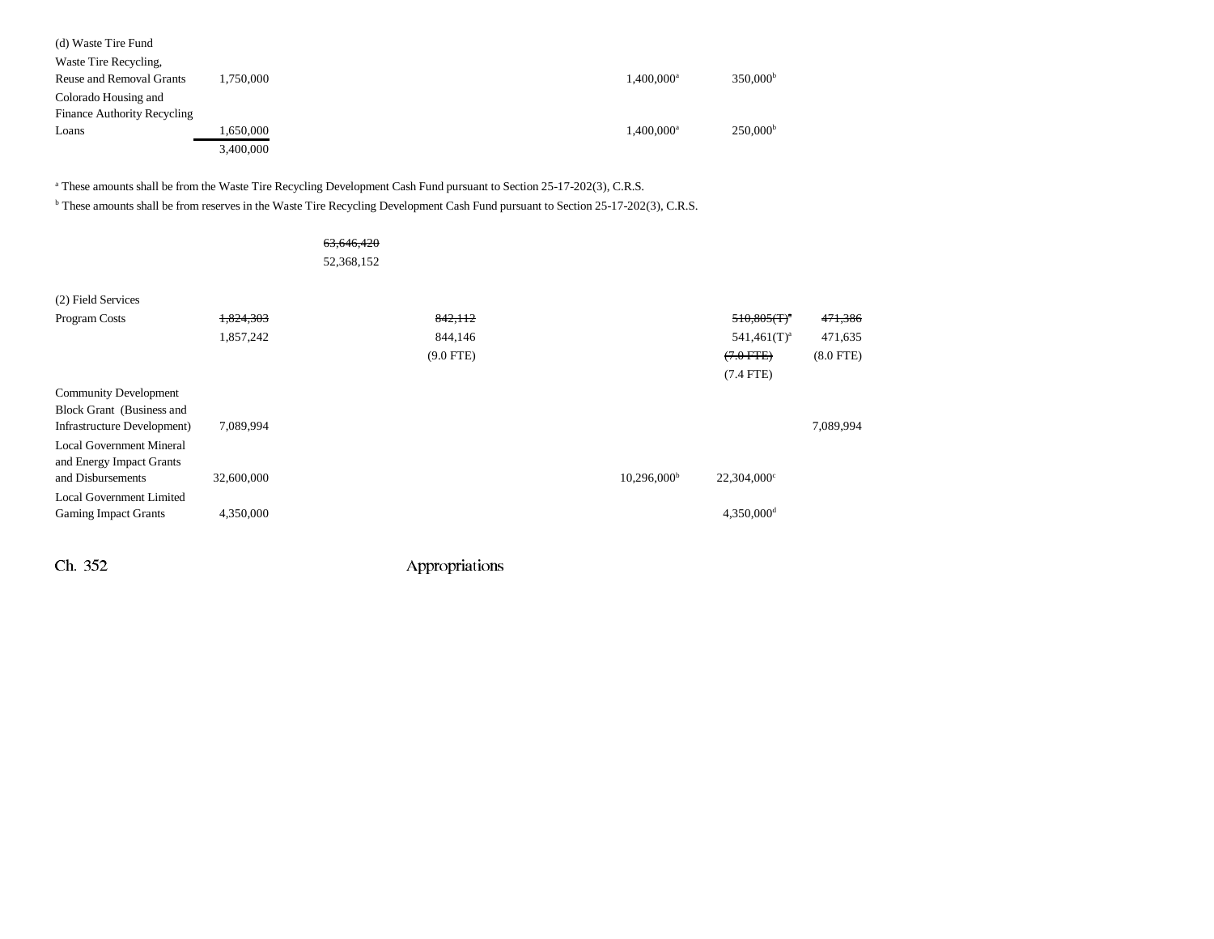| | | | | | | |
|---|---|---|---|---|---|---|
| (d) Waste Tire Fund | | | | | | |
| Waste Tire Recycling, Reuse and Removal Grants | 1,750,000 | | | 1,400,000[a] | 350,000[b] | |
| Colorado Housing and Finance Authority Recycling Loans | 1,650,000 | | | 1,400,000[a] | 250,000[b] | |
| | 3,400,000 | | | | | |

[a] These amounts shall be from the Waste Tire Recycling Development Cash Fund pursuant to Section 25-17-202(3), C.R.S.

[b] These amounts shall be from reserves in the Waste Tire Recycling Development Cash Fund pursuant to Section 25-17-202(3), C.R.S.

| | | | | | | |
|---|---|---|---|---|---|---|
| | | ~~63,646,420~~ | | | | |
| | | 52,368,152 | | | | |
| (2) Field Services | | | | | | |
| Program Costs | ~~1,824,303~~ | | ~~842,112~~ | | ~~510,805(T)~~[a] | ~~471,386~~ |
| | 1,857,242 | | 844,146 | | 541,461(T)[a] | 471,635 |
| | | | (9.0 FTE) | | ~~(7.0 FTE)~~ | (8.0 FTE) |
| | | | | | (7.4 FTE) | |
| Community Development Block Grant (Business and Infrastructure Development) | 7,089,994 | | | | | 7,089,994 |
| Local Government Mineral and Energy Impact Grants and Disbursements | 32,600,000 | | | 10,296,000[b] | 22,304,000[c] | |
| Local Government Limited Gaming Impact Grants | 4,350,000 | | | | 4,350,000[d] | |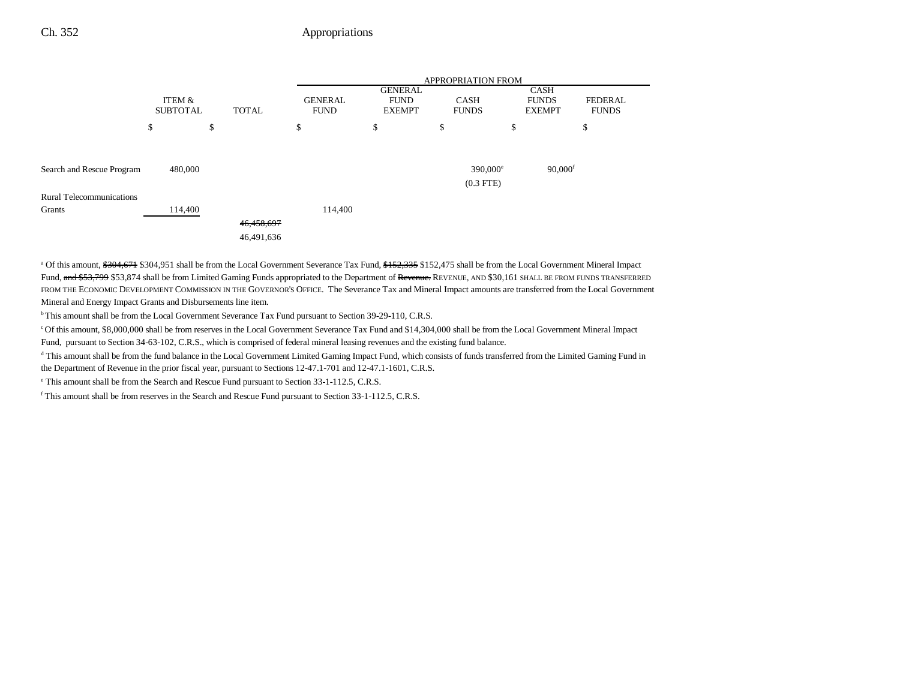| | ITEM & SUBTOTAL | TOTAL | APPROPRIATION FROM GENERAL FUND | GENERAL FUND EXEMPT | CASH FUNDS | CASH FUNDS EXEMPT | FEDERAL FUNDS |
|---|---|---|---|---|---|---|---|
| | $ | $ | $ | $ | $ | $ | $ |
| Search and Rescue Program | 480,000 | | | | 390,000[e] (0.3 FTE) | 90,000[f] | |
| Rural Telecommunications Grants | 114,400 | | 114,400 | | | | |
| | | ~~46,458,697~~ 46,491,636 | | | | | |

[a] Of this amount, ~~$304,671~~ $304,951 shall be from the Local Government Severance Tax Fund, ~~$152,335~~ $152,475 shall be from the Local Government Mineral Impact Fund, ~~and $53,799~~ $53,874 shall be from Limited Gaming Funds appropriated to the Department of ~~Revenue.~~ REVENUE, AND $30,161 SHALL BE FROM FUNDS TRANSFERRED FROM THE ECONOMIC DEVELOPMENT COMMISSION IN THE GOVERNOR'S OFFICE. The Severance Tax and Mineral Impact amounts are transferred from the Local Government Mineral and Energy Impact Grants and Disbursements line item.

[b] This amount shall be from the Local Government Severance Tax Fund pursuant to Section 39-29-110, C.R.S.

[c] Of this amount, $8,000,000 shall be from reserves in the Local Government Severance Tax Fund and $14,304,000 shall be from the Local Government Mineral Impact Fund, pursuant to Section 34-63-102, C.R.S., which is comprised of federal mineral leasing revenues and the existing fund balance.

[d] This amount shall be from the fund balance in the Local Government Limited Gaming Impact Fund, which consists of funds transferred from the Limited Gaming Fund in the Department of Revenue in the prior fiscal year, pursuant to Sections 12-47.1-701 and 12-47.1-1601, C.R.S.

[e] This amount shall be from the Search and Rescue Fund pursuant to Section 33-1-112.5, C.R.S.

[f] This amount shall be from reserves in the Search and Rescue Fund pursuant to Section 33-1-112.5, C.R.S.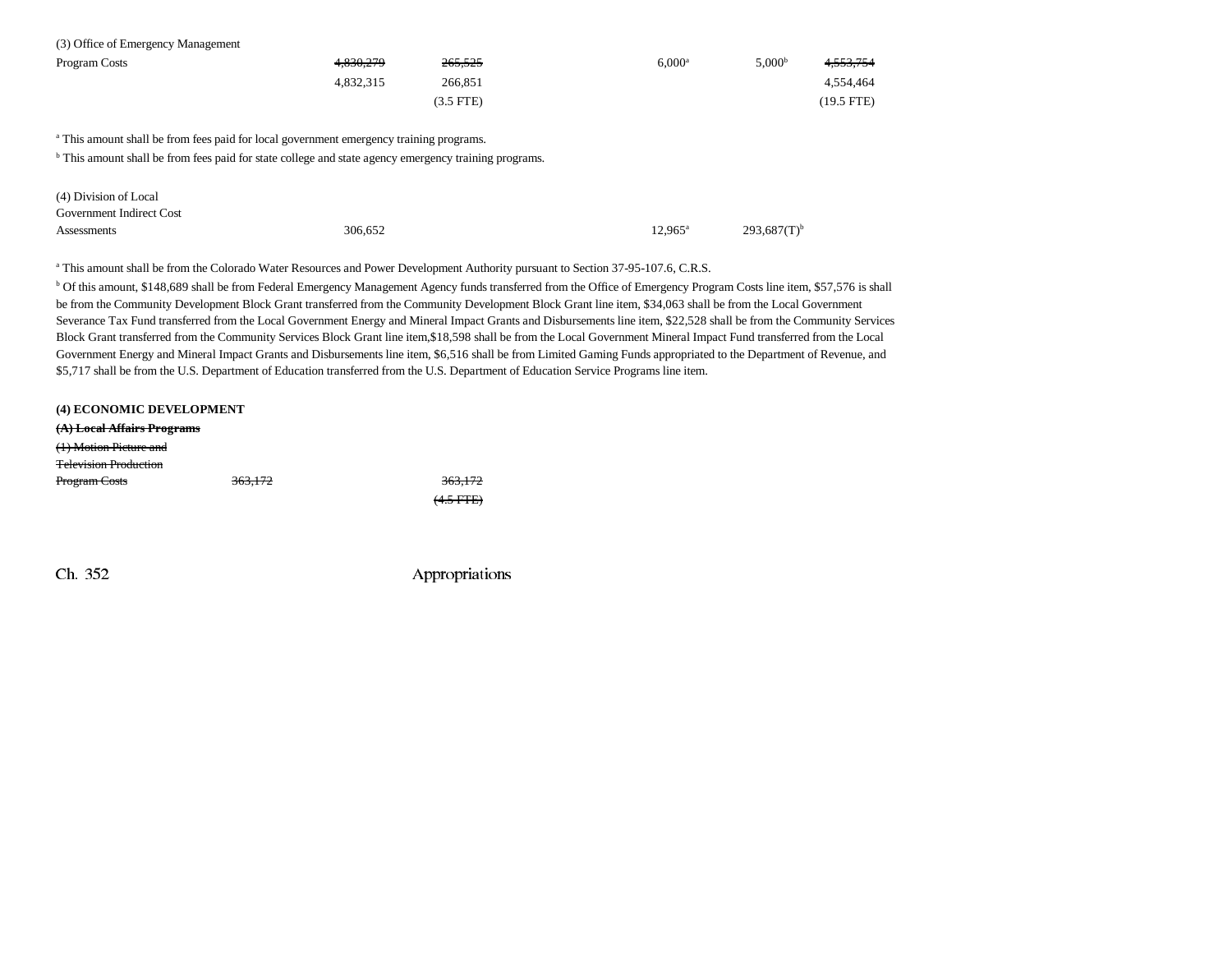| | | | | | | |
|---|---|---|---|---|---|---|
| (3) Office of Emergency Management | | | | | | |
| Program Costs | | ~~4,830,279~~ | ~~265,525~~ | 6,000[a] | 5,000[b] | ~~4,553,754~~ |
| | | 4,832,315 | 266,851 | | | 4,554,464 |
| | | | (3.5 FTE) | | | (19.5 FTE) |

[a] This amount shall be from fees paid for local government emergency training programs.

[b] This amount shall be from fees paid for state college and state agency emergency training programs.

| | | | | | | |
|---|---|---|---|---|---|---|
| (4) Division of Local Government Indirect Cost Assessments | | 306,652 | | 12,965[a] | 293,687(T)[b] | |

[a] This amount shall be from the Colorado Water Resources and Power Development Authority pursuant to Section 37-95-107.6, C.R.S.

[b] Of this amount, $148,689 shall be from Federal Emergency Management Agency funds transferred from the Office of Emergency Program Costs line item, $57,576 is shall be from the Community Development Block Grant transferred from the Community Development Block Grant line item, $34,063 shall be from the Local Government Severance Tax Fund transferred from the Local Government Energy and Mineral Impact Grants and Disbursements line item, $22,528 shall be from the Community Services Block Grant transferred from the Community Services Block Grant line item,$18,598 shall be from the Local Government Mineral Impact Fund transferred from the Local Government Energy and Mineral Impact Grants and Disbursements line item, $6,516 shall be from Limited Gaming Funds appropriated to the Department of Revenue, and $5,717 shall be from the U.S. Department of Education transferred from the U.S. Department of Education Service Programs line item.

**(4) ECONOMIC DEVELOPMENT**

**~~(A) Local Affairs Programs~~**

| | | | | | | |
|---|---|---|---|---|---|---|
| ~~(1) Motion Picture and Television Production Program Costs~~ | ~~363,172~~ | | ~~363,172~~ | | | |
| | | | ~~(4.5 FTE)~~ | | | |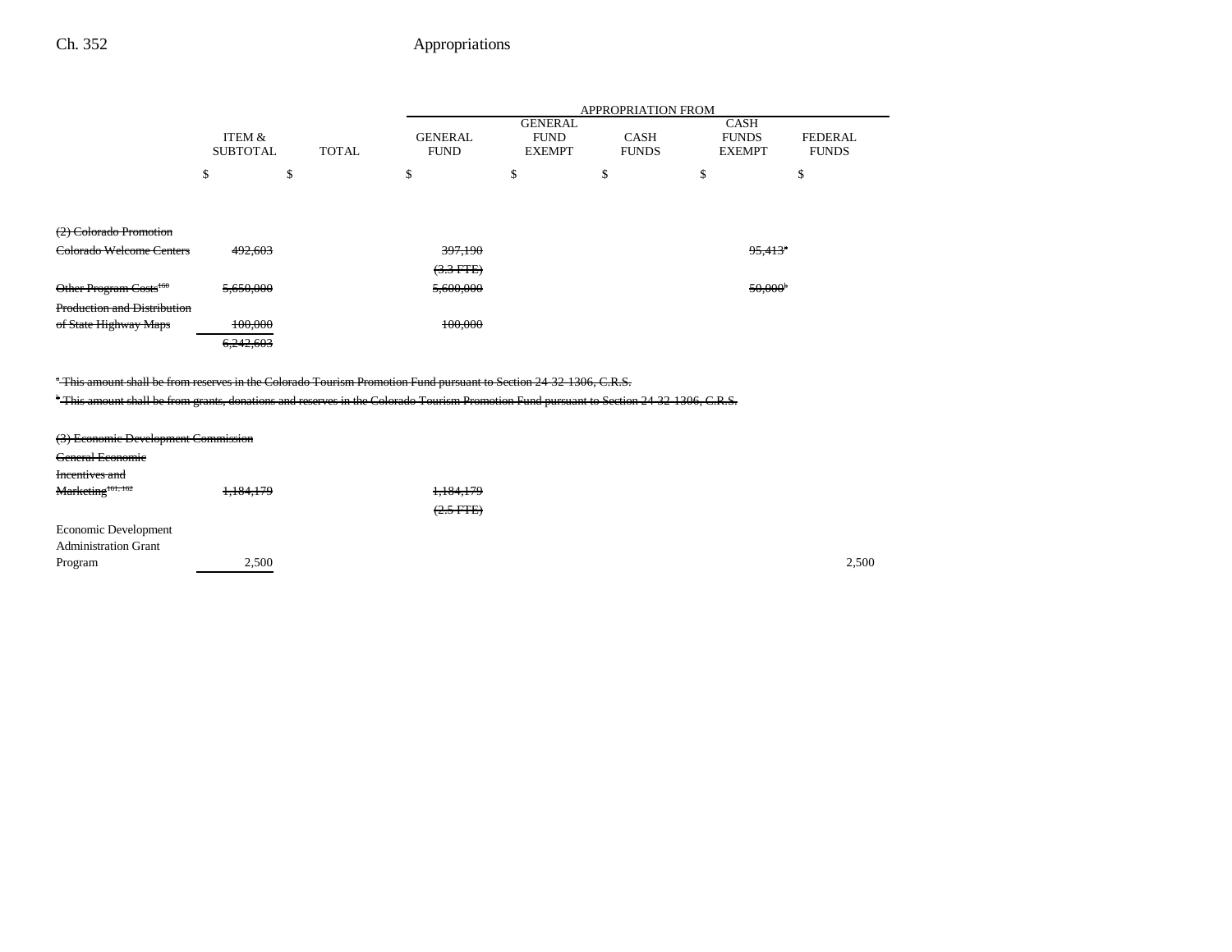| | ITEM & SUBTOTAL | TOTAL | APPROPRIATION FROM GENERAL FUND | GENERAL FUND EXEMPT | CASH FUNDS | CASH FUNDS EXEMPT | FEDERAL FUNDS |
|---|---|---|---|---|---|---|---|
| | $ | $ | $ | $ | $ | $ | $ |
| ~~(2) Colorado Promotion~~ | | | | | | | |
| ~~Colorado Welcome Centers~~ | ~~492,603~~ | | ~~397,190~~ | | | ~~95,413[a]~~ | |
| | | | ~~(3.3 FTE)~~ | | | | |
| ~~Other Program Costs[160]~~ | ~~5,650,000~~ | | ~~5,600,000~~ | | | ~~50,000[b]~~ | |
| ~~Production and Distribution of State Highway Maps~~ | ~~100,000~~ | | ~~100,000~~ | | | | |
| | ~~6,242,603~~ | | | | | | |

~~[a] This amount shall be from reserves in the Colorado Tourism Promotion Fund pursuant to Section 24-32-1306, C.R.S.~~

~~[b] This amount shall be from grants, donations and reserves in the Colorado Tourism Promotion Fund pursuant to Section 24-32-1306, C.R.S.~~

| | ITEM & SUBTOTAL | TOTAL | GENERAL FUND | GENERAL FUND EXEMPT | CASH FUNDS | CASH FUNDS EXEMPT | FEDERAL FUNDS |
|---|---|---|---|---|---|---|---|
| ~~(3) Economic Development Commission~~ | | | | | | | |
| ~~General Economic Incentives and Marketing[161, 162]~~ | ~~1,184,179~~ | | ~~1,184,179~~ | | | | |
| | | | ~~(2.5 FTE)~~ | | | | |
| Economic Development Administration Grant Program | 2,500 | | | | | | 2,500 |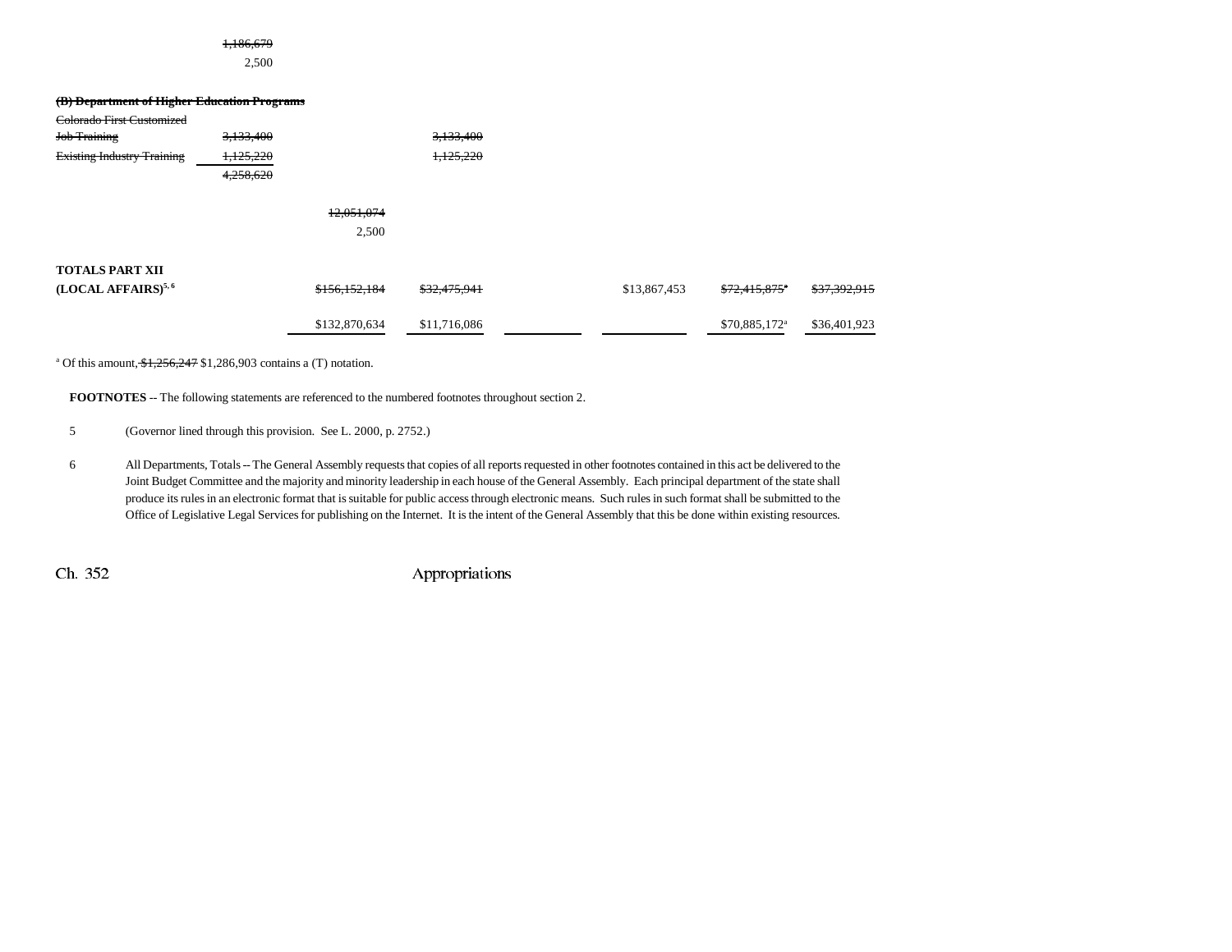| | | | | | | | |
|---|---|---|---|---|---|---|---|
| | ~~1,186,679~~ | | | | | | |
| | 2,500 | | | | | | |
| **~~(B) Department of Higher Education Programs~~** | | | | | | | |
| ~~Colorado First Customized Job Training~~ | ~~3,133,400~~ | | ~~3,133,400~~ | | | | |
| ~~Existing Industry Training~~ | ~~1,125,220~~ | | ~~1,125,220~~ | | | | |
| | ~~4,258,620~~ | | | | | | |
| | | ~~12,051,074~~ | | | | | |
| | | 2,500 | | | | | |
| **TOTALS PART XII (LOCAL AFFAIRS)[5, 6]** | | ~~$156,152,184~~ | ~~$32,475,941~~ | | $13,867,453 | ~~$72,415,875[a]~~ | ~~$37,392,915~~ |
| | | $132,870,634 | $11,716,086 | | | $70,885,172[a] | $36,401,923 |

[a] Of this amount, ~~$1,256,247~~ $1,286,903 contains a (T) notation.

**FOOTNOTES** -- The following statements are referenced to the numbered footnotes throughout section 2.

5 (Governor lined through this provision. See L. 2000, p. 2752.)

6 All Departments, Totals -- The General Assembly requests that copies of all reports requested in other footnotes contained in this act be delivered to the Joint Budget Committee and the majority and minority leadership in each house of the General Assembly. Each principal department of the state shall produce its rules in an electronic format that is suitable for public access through electronic means. Such rules in such format shall be submitted to the Office of Legislative Legal Services for publishing on the Internet. It is the intent of the General Assembly that this be done within existing resources.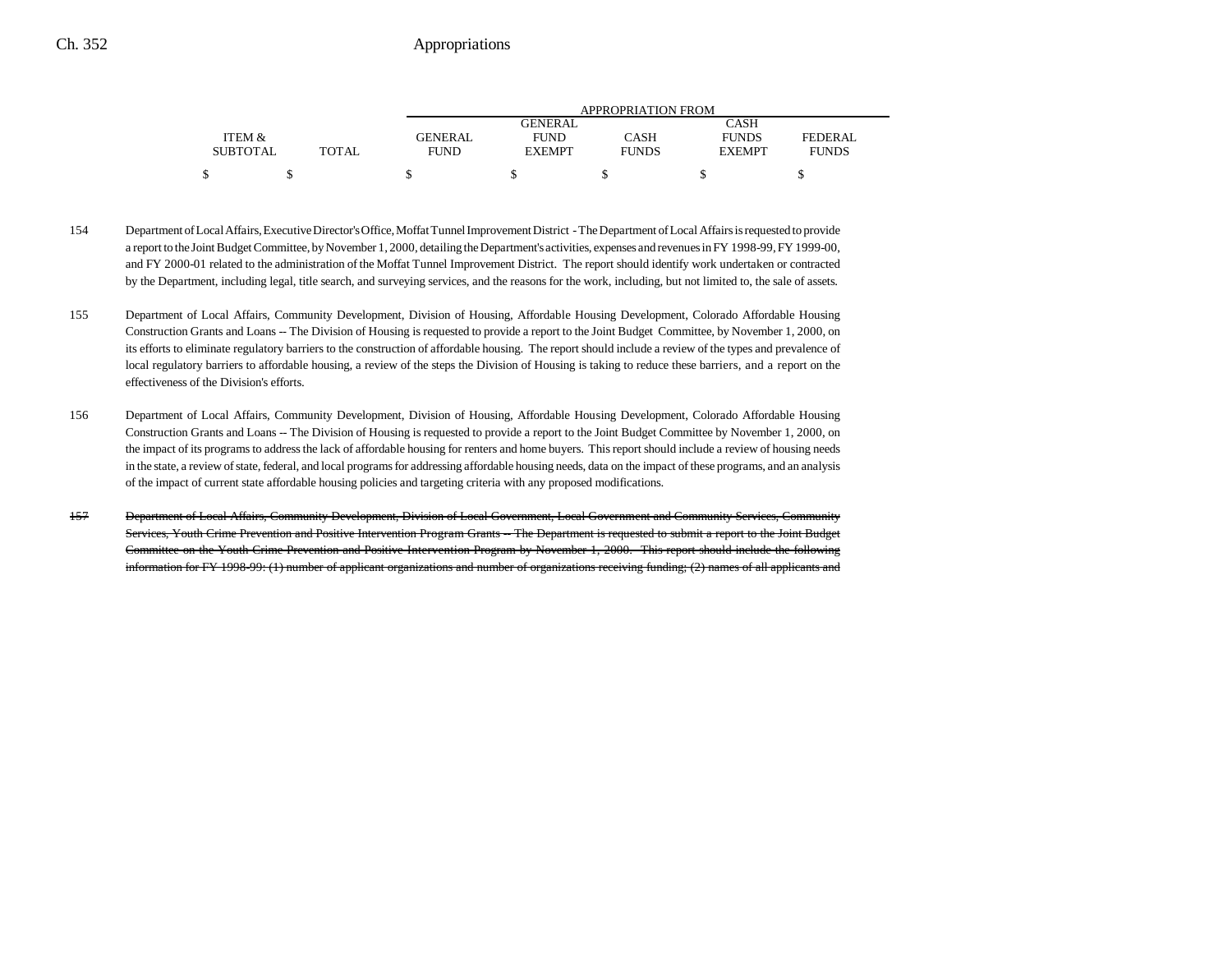| ITEM & SUBTOTAL | TOTAL | GENERAL FUND | GENERAL FUND EXEMPT | CASH FUNDS | CASH FUNDS EXEMPT | FEDERAL FUNDS |
|---|---|---|---|---|---|---|
| | | APPROPRIATION FROM | | | | |
| $ | $ | $ | $ | $ | $ | $ |

154 Department of Local Affairs, Executive Director's Office, Moffat Tunnel Improvement District - The Department of Local Affairs is requested to provide a report to the Joint Budget Committee, by November 1, 2000, detailing the Department's activities, expenses and revenues in FY 1998-99, FY 1999-00, and FY 2000-01 related to the administration of the Moffat Tunnel Improvement District. The report should identify work undertaken or contracted by the Department, including legal, title search, and surveying services, and the reasons for the work, including, but not limited to, the sale of assets.

155 Department of Local Affairs, Community Development, Division of Housing, Affordable Housing Development, Colorado Affordable Housing Construction Grants and Loans -- The Division of Housing is requested to provide a report to the Joint Budget Committee, by November 1, 2000, on its efforts to eliminate regulatory barriers to the construction of affordable housing. The report should include a review of the types and prevalence of local regulatory barriers to affordable housing, a review of the steps the Division of Housing is taking to reduce these barriers, and a report on the effectiveness of the Division's efforts.

156 Department of Local Affairs, Community Development, Division of Housing, Affordable Housing Development, Colorado Affordable Housing Construction Grants and Loans -- The Division of Housing is requested to provide a report to the Joint Budget Committee by November 1, 2000, on the impact of its programs to address the lack of affordable housing for renters and home buyers. This report should include a review of housing needs in the state, a review of state, federal, and local programs for addressing affordable housing needs, data on the impact of these programs, and an analysis of the impact of current state affordable housing policies and targeting criteria with any proposed modifications.

~~157 Department of Local Affairs, Community Development, Division of Local Government, Local Government and Community Services, Community Services, Youth Crime Prevention and Positive Intervention Program Grants -- The Department is requested to submit a report to the Joint Budget Committee on the Youth Crime Prevention and Positive Intervention Program by November 1, 2000. This report should include the following information for FY 1998-99: (1) number of applicant organizations and number of organizations receiving funding; (2) names of all applicants and~~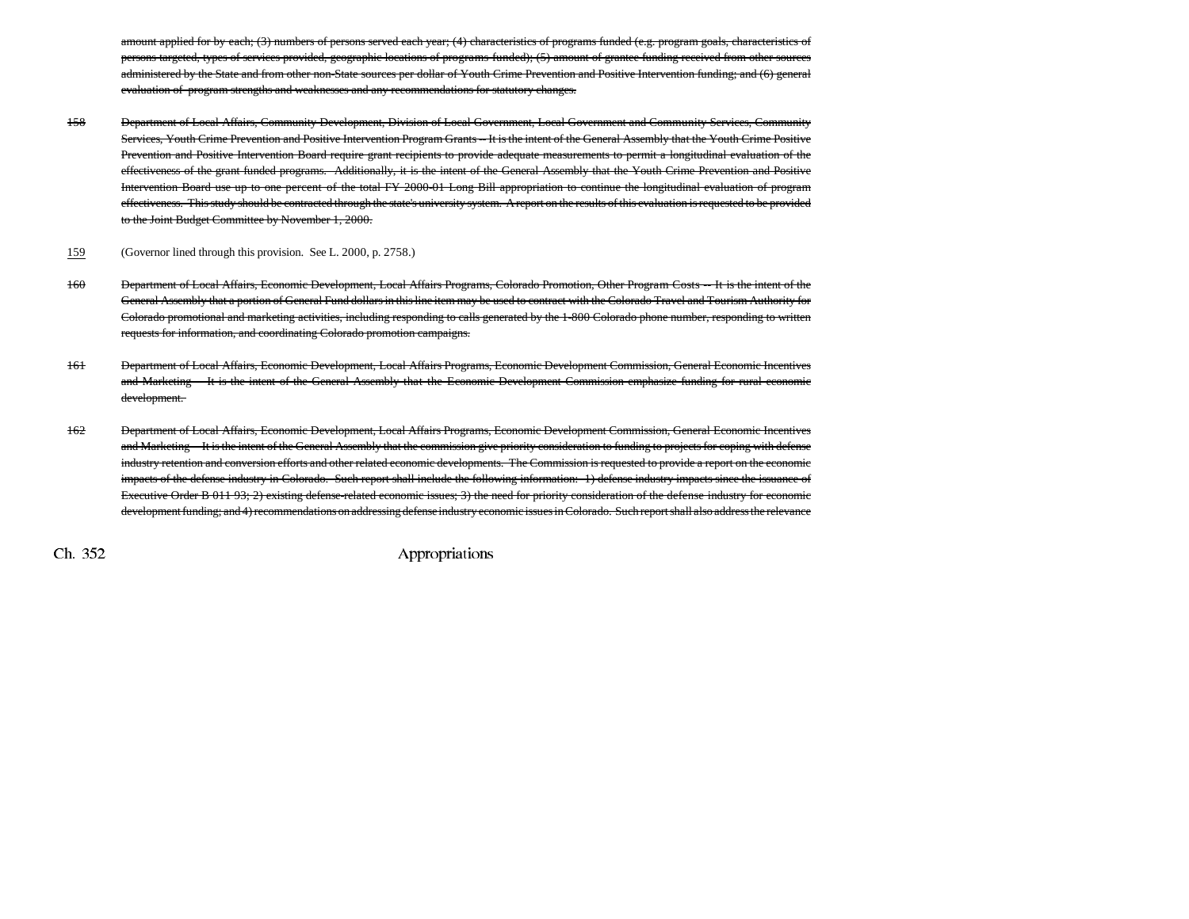~~amount applied for by each; (3) numbers of persons served each year; (4) characteristics of programs funded (e.g. program goals, characteristics of persons targeted, types of services provided, geographic locations of programs funded); (5) amount of grantee funding received from other sources administered by the State and from other non-State sources per dollar of Youth Crime Prevention and Positive Intervention funding; and (6) general evaluation of program strengths and weaknesses and any recommendations for statutory changes.~~

~~158~~ ~~Department of Local Affairs, Community Development, Division of Local Government, Local Government and Community Services, Community Services, Youth Crime Prevention and Positive Intervention Program Grants -- It is the intent of the General Assembly that the Youth Crime Positive Prevention and Positive Intervention Board require grant recipients to provide adequate measurements to permit a longitudinal evaluation of the effectiveness of the grant funded programs. Additionally, it is the intent of the General Assembly that the Youth Crime Prevention and Positive Intervention Board use up to one percent of the total FY 2000-01 Long Bill appropriation to continue the longitudinal evaluation of program effectiveness. This study should be contracted through the state's university system. A report on the results of this evaluation is requested to be provided to the Joint Budget Committee by November 1, 2000.~~

159 (Governor lined through this provision. See L. 2000, p. 2758.)

~~160~~ ~~Department of Local Affairs, Economic Development, Local Affairs Programs, Colorado Promotion, Other Program Costs -- It is the intent of the General Assembly that a portion of General Fund dollars in this line item may be used to contract with the Colorado Travel and Tourism Authority for Colorado promotional and marketing activities, including responding to calls generated by the 1-800 Colorado phone number, responding to written requests for information, and coordinating Colorado promotion campaigns.~~

~~161~~ ~~Department of Local Affairs, Economic Development, Local Affairs Programs, Economic Development Commission, General Economic Incentives and Marketing -- It is the intent of the General Assembly that the Economic Development Commission emphasize funding for rural economic development.~~

~~162~~ ~~Department of Local Affairs, Economic Development, Local Affairs Programs, Economic Development Commission, General Economic Incentives and Marketing -- It is the intent of the General Assembly that the commission give priority consideration to funding to projects for coping with defense industry retention and conversion efforts and other related economic developments. The Commission is requested to provide a report on the economic impacts of the defense industry in Colorado. Such report shall include the following information: 1) defense industry impacts since the issuance of Executive Order B 011 93; 2) existing defense-related economic issues; 3) the need for priority consideration of the defense industry for economic development funding; and 4) recommendations on addressing defense industry economic issues in Colorado. Such report shall also address the relevance~~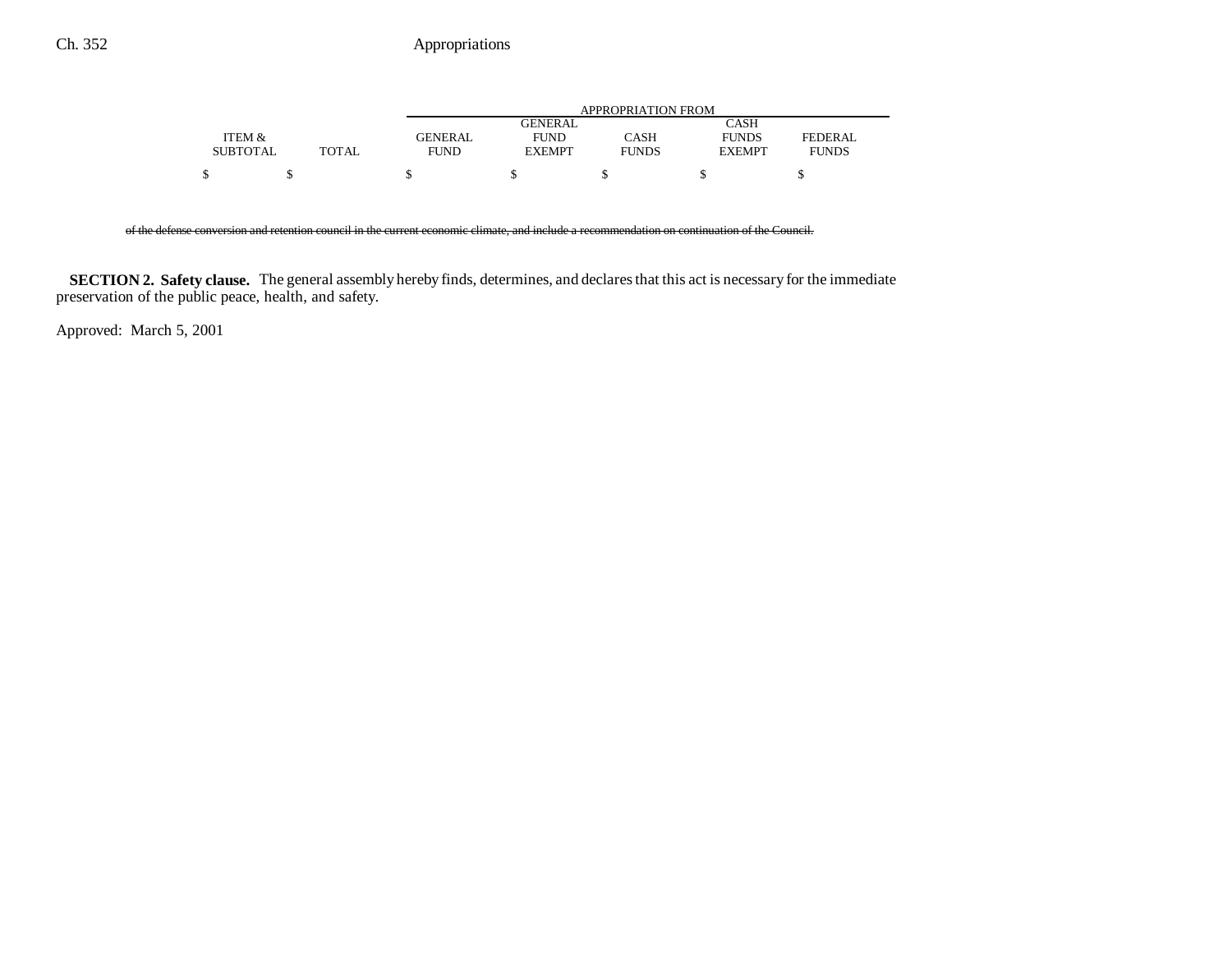| ITEM & SUBTOTAL | TOTAL | APPROPRIATION FROM GENERAL FUND | GENERAL FUND EXEMPT | CASH FUNDS | CASH FUNDS EXEMPT | FEDERAL FUNDS |
|---|---|---|---|---|---|---|
| $ | $ | $ | $ | $ | $ | $ |

~~of the defense conversion and retention council in the current economic climate, and include a recommendation on continuation of the Council.~~

**SECTION 2. Safety clause.** The general assembly hereby finds, determines, and declares that this act is necessary for the immediate preservation of the public peace, health, and safety.

Approved: March 5, 2001